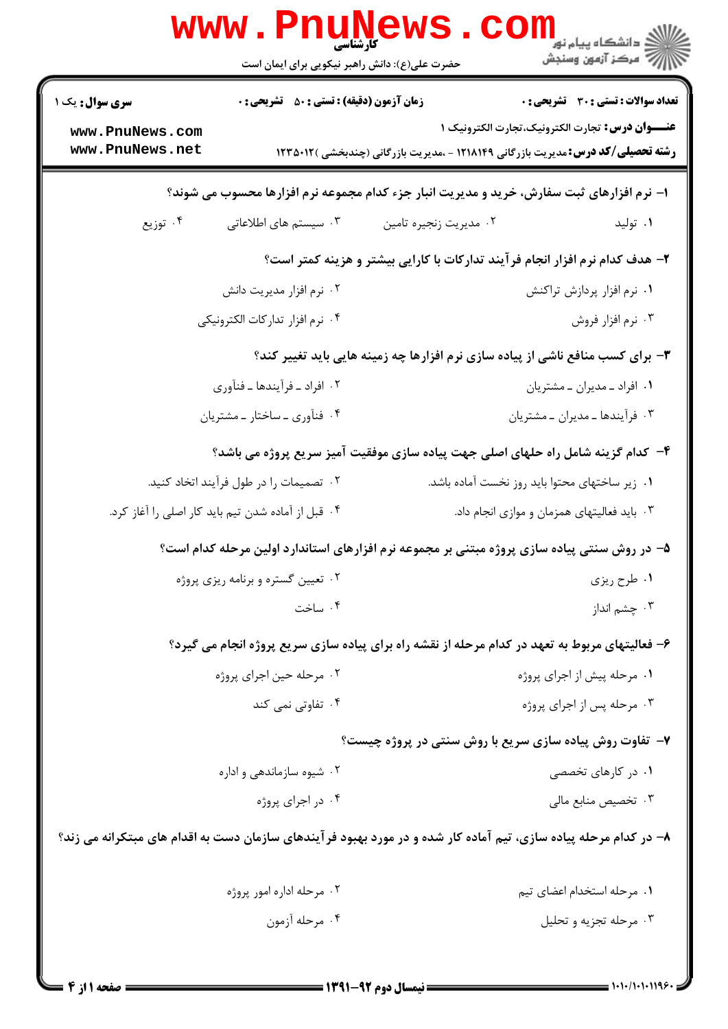کارشناسی

حضرت علی(ع): دانش راهبر نیکویی برای ایمان است

**سری سوال:** یک ۱ | **زمان آزمون (دقیقه) : تستی : ۵۰ تشریحی : ۰** | **تعداد سوالات : تستی : ۳۰ تشریحی : ۰**

**عنـــوان درس:** تجارت الکترونیک،تجارت الکترونیک ۱

**رشته تحصیلی/کد درس:** مدیریت بازرگانی ۱۲۱۸۱۴۹ - ،مدیریت بازرگانی (چندبخشی )۱۲۳۵۰۱۲

**۱- نرم افزارهای ثبت سفارش، خرید و مدیریت انبار جزء کدام مجموعه نرم افزارها محسوب می شوند؟**

۱. تولید
۲. مدیریت زنجیره تامین
۳. سیستم های اطلاعاتی
۴. توزیع

**۲- هدف کدام نرم افزار انجام فرآیند تدارکات با کارایی بیشتر و هزینه کمتر است؟**

۱. نرم افزار پردازش تراکنش
۲. نرم افزار مدیریت دانش
۳. نرم افزار فروش
۴. نرم افزار تدارکات الکترونیکی

**۳- برای کسب منافع ناشی از پیاده سازی نرم افزارها چه زمینه هایی باید تغییر کند؟**

۱. افراد ـ مدیران ـ مشتریان
۲. افراد ـ فرآیندها ـ فنآوری
۳. فرآیندها ـ مدیران ـ مشتریان
۴. فنآوری ـ ساختار ـ مشتریان

**۴- کدام گزینه شامل راه حلهای اصلی جهت پیاده سازی موفقیت آمیز سریع پروژه می باشد؟**

۱. زیر ساختهای محتوا باید روز نخست آماده باشد.
۲. تصمیمات را در طول فرآیند اتخاذ کنید.
۳. باید فعالیتهای همزمان و موازی انجام داد.
۴. قبل از آماده شدن تیم باید کار اصلی را آغاز کرد.

**۵- در روش سنتی پیاده سازی پروژه مبتنی بر مجموعه نرم افزارهای استاندارد اولین مرحله کدام است؟**

۱. طرح ریزی
۲. تعیین گستره و برنامه ریزی پروژه
۳. چشم انداز
۴. ساخت

**۶- فعالیتهای مربوط به تعهد در کدام مرحله از نقشه راه برای پیاده سازی سریع پروژه انجام می گیرد؟**

۱. مرحله پیش از اجرای پروژه
۲. مرحله حین اجرای پروژه
۳. مرحله پس از اجرای پروژه
۴. تفاوتی نمی کند

**۷- تفاوت روش پیاده سازی سریع با روش سنتی در پروژه چیست؟**

۱. در کارهای تخصصی
۲. شیوه سازماندهی و اداره
۳. تخصیص منابع مالی
۴. در اجرای پروژه

**۸- در کدام مرحله پیاده سازی، تیم آماده کار شده و در مورد بهبود فرآیندهای سازمان دست به اقدام های مبتکرانه می زند؟**

۱. مرحله استخدام اعضای تیم
۲. مرحله اداره امور پروژه
۳. مرحله تجزیه و تحلیل
۴. مرحله آزمون

نیمسال دوم ۹۲-۱۳۹۱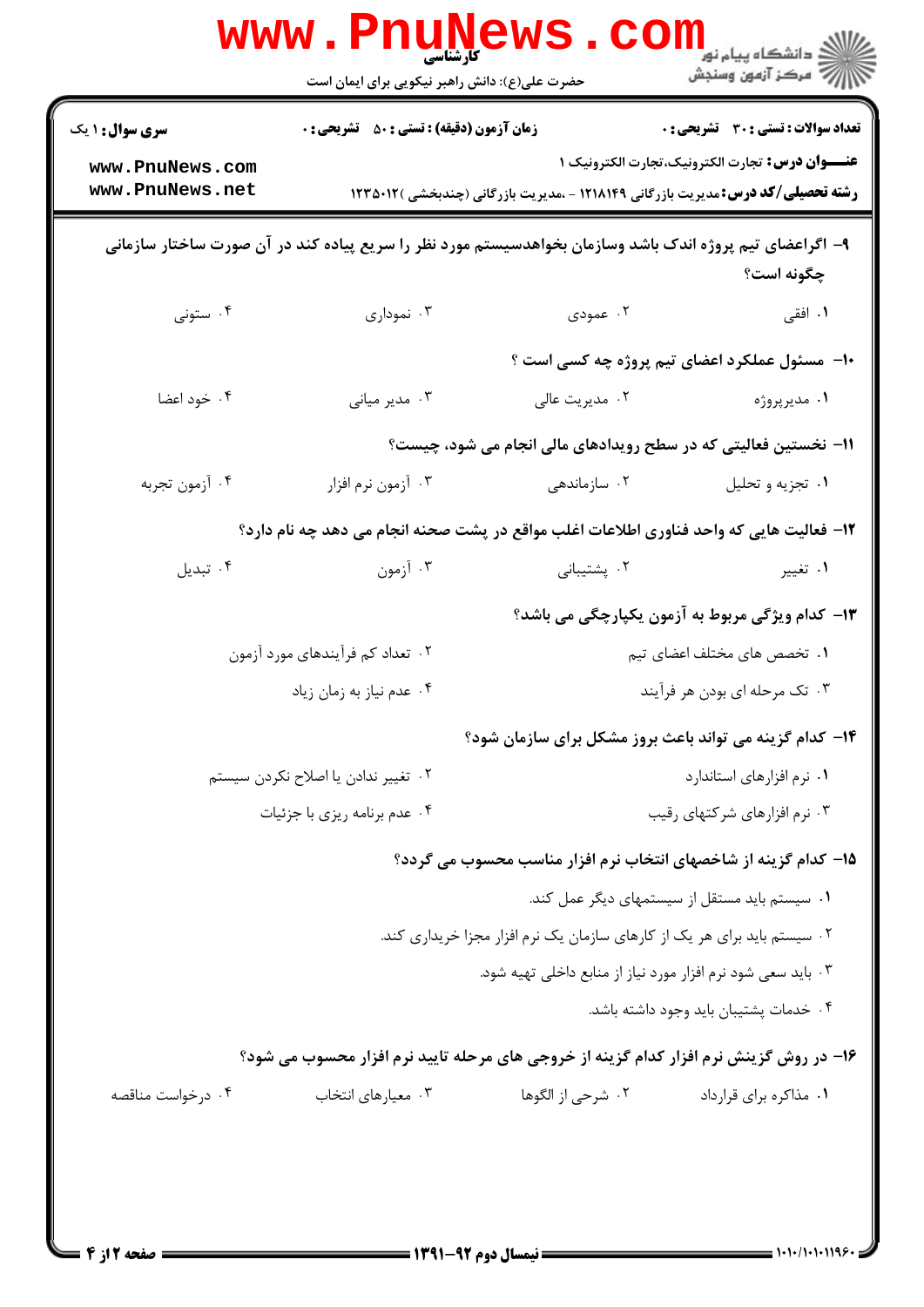۹- اگراعضای تیم پروژه اندک باشد وسازمان بخواهدسیستم مورد نظر را سریع پیاده کند در آن صورت ساختار سازمانی چگونه است؟

۱. افقی
۲. عمودی
۳. نموداری
۴. ستونی

۱۰- مسئول عملکرد اعضای تیم پروژه چه کسی است ؟

۱. مدیرپروژه
۲. مدیریت عالی
۳. مدیر میانی
۴. خود اعضا

۱۱- نخستین فعالیتی که در سطح رویدادهای مالی انجام می شود، چیست؟

۱. تجزیه و تحلیل
۲. سازماندهی
۳. آزمون نرم افزار
۴. آزمون تجربه

۱۲- فعالیت هایی که واحد فناوری اطلاعات اغلب مواقع در پشت صحنه انجام می دهد چه نام دارد؟

۱. تغییر
۲. پشتیبانی
۳. آزمون
۴. تبدیل

۱۳- کدام ویژگی مربوط به آزمون یکپارچگی می باشد؟

۱. تخصص های مختلف اعضای تیم
۲. تعداد کم فرآیندهای مورد آزمون
۳. تک مرحله ای بودن هر فرآیند
۴. عدم نیاز به زمان زیاد

۱۴- کدام گزینه می تواند باعث بروز مشکل برای سازمان شود؟

۱. نرم افزارهای استاندارد
۲. تغییر ندادن یا اصلاح نکردن سیستم
۳. نرم افزارهای شرکتهای رقیب
۴. عدم برنامه ریزی با جزئیات

۱۵- کدام گزینه از شاخصهای انتخاب نرم افزار مناسب محسوب می گردد؟

۱. سیستم باید مستقل از سیستمهای دیگر عمل کند.
۲. سیستم باید برای هر یک از کارهای سازمان یک نرم افزار مجزا خریداری کند.
۳. باید سعی شود نرم افزار مورد نیاز از منابع داخلی تهیه شود.
۴. خدمات پشتیبان باید وجود داشته باشد.

۱۶- در روش گزینش نرم افزار کدام گزینه از خروجی های مرحله تایید نرم افزار محسوب می شود؟

۱. مذاکره برای قرارداد
۲. شرحی از الگوها
۳. معیارهای انتخاب
۴. درخواست مناقصه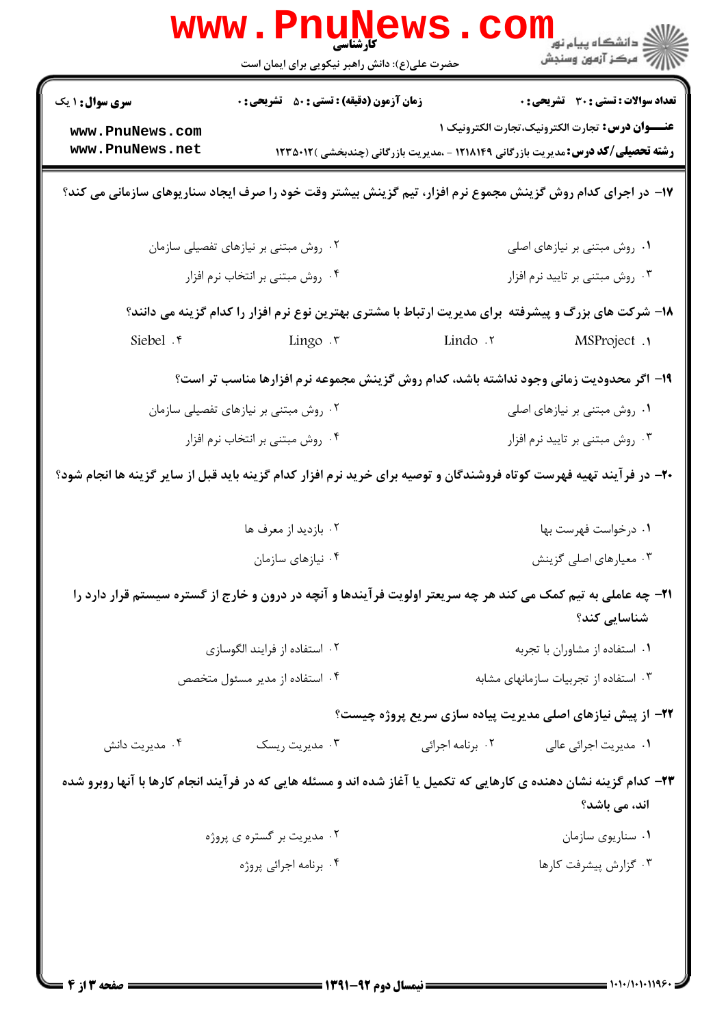۱۷- در اجرای کدام روش گزینش مجموع نرم افزار، تیم گزینش بیشتر وقت خود را صرف ایجاد سناریوهای سازمانی می کند؟

۱. روش مبتنی بر نیازهای اصلی
۲. روش مبتنی بر نیازهای تفصیلی سازمان
۳. روش مبتنی بر تایید نرم افزار
۴. روش مبتنی بر انتخاب نرم افزار

۱۸- شرکت های بزرگ و پیشرفته برای مدیریت ارتباط با مشتری بهترین نوع نرم افزار را کدام گزینه می دانند؟

۱. MSProject
۲. Lindo
۳. Lingo
۴. Siebel

۱۹- اگر محدودیت زمانی وجود نداشته باشد، کدام روش گزینش مجموعه نرم افزارها مناسب تر است؟

۱. روش مبتنی بر نیازهای اصلی
۲. روش مبتنی بر نیازهای تفصیلی سازمان
۳. روش مبتنی بر تایید نرم افزار
۴. روش مبتنی بر انتخاب نرم افزار

۲۰- در فرآیند تهیه فهرست کوتاه فروشندگان و توصیه برای خرید نرم افزار کدام گزینه باید قبل از سایر گزینه ها انجام شود؟

۱. درخواست فهرست بها
۲. بازدید از معرف ها
۳. معیارهای اصلی گزینش
۴. نیازهای سازمان

۲۱- چه عاملی به تیم کمک می کند هر چه سریعتر اولویت فرآیندها و آنچه در درون و خارج از گستره سیستم قرار دارد را شناسایی کند؟

۱. استفاده از مشاوران با تجربه
۲. استفاده از فرایند الگوسازی
۳. استفاده از تجربیات سازمانهای مشابه
۴. استفاده از مدیر مسئول متخصص

۲۲- از پیش نیازهای اصلی مدیریت پیاده سازی سریع پروژه چیست؟

۱. مدیریت اجرائی عالی
۲. برنامه اجرائی
۳. مدیریت ریسک
۴. مدیریت دانش

۲۳- کدام گزینه نشان دهنده ی کارهایی که تکمیل یا آغاز شده اند و مسئله هایی که در فرآیند انجام کارها با آنها روبرو شده اند، می باشد؟

۱. سناریوی سازمان
۲. مدیریت بر گستره ی پروژه
۳. گزارش پیشرفت کارها
۴. برنامه اجرائی پروژه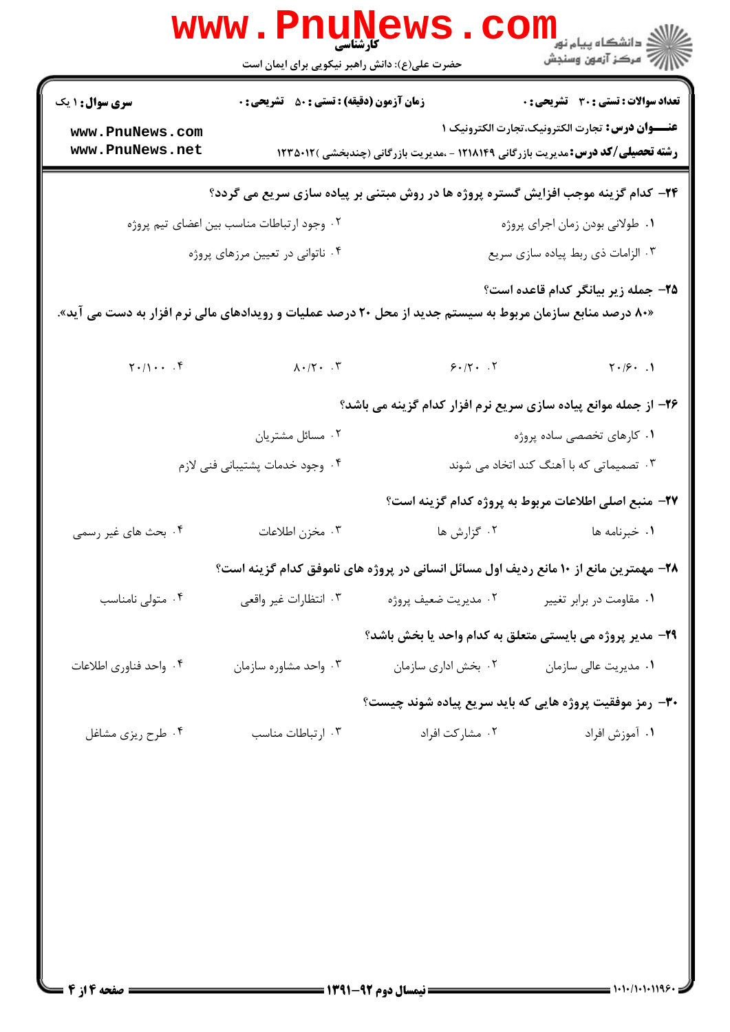۲۴- کدام گزینه موجب افزایش گستره پروژه ها در روش مبتنی بر پیاده سازی سریع می گردد؟

۱. طولانی بودن زمان اجرای پروژه

۲. وجود ارتباطات مناسب بین اعضای تیم پروژه

۳. الزامات ذی ربط پیاده سازی سریع

۴. ناتوانی در تعیین مرزهای پروژه

۲۵- جمله زیر بیانگر کدام قاعده است؟

«۸۰ درصد منابع سازمان مربوط به سیستم جدید از محل ۲۰ درصد عملیات و رویدادهای مالی نرم افزار به دست می آید».

۱. ۲۰/۶۰

۲. ۶۰/۲۰

۳. ۸۰/۲۰

۴. ۲۰/۱۰۰

۲۶- از جمله موانع پیاده سازی سریع نرم افزار کدام گزینه می باشد؟

۱. کارهای تخصصی ساده پروژه

۲. مسائل مشتریان

۳. تصمیماتی که با آهنگ کند اتخاذ می شوند

۴. وجود خدمات پشتیبانی فنی لازم

۲۷- منبع اصلی اطلاعات مربوط به پروژه کدام گزینه است؟

۱. خبرنامه ها

۲. گزارش ها

۳. مخزن اطلاعات

۴. بحث های غیر رسمی

۲۸- مهمترین مانع از ۱۰ مانع ردیف اول مسائل انسانی در پروژه های ناموفق کدام گزینه است؟

۱. مقاومت در برابر تغییر

۲. مدیریت ضعیف پروژه

۳. انتظارات غیر واقعی

۴. متولی نامناسب

۲۹- مدیر پروژه می بایستی متعلق به کدام واحد یا بخش باشد؟

۱. مدیریت عالی سازمان

۲. بخش اداری سازمان

۳. واحد مشاوره سازمان

۴. واحد فناوری اطلاعات

۳۰- رمز موفقیت پروژه هایی که باید سریع پیاده شوند چیست؟

۱. آموزش افراد

۲. مشارکت افراد

۳. ارتباطات مناسب

۴. طرح ریزی مشاغل